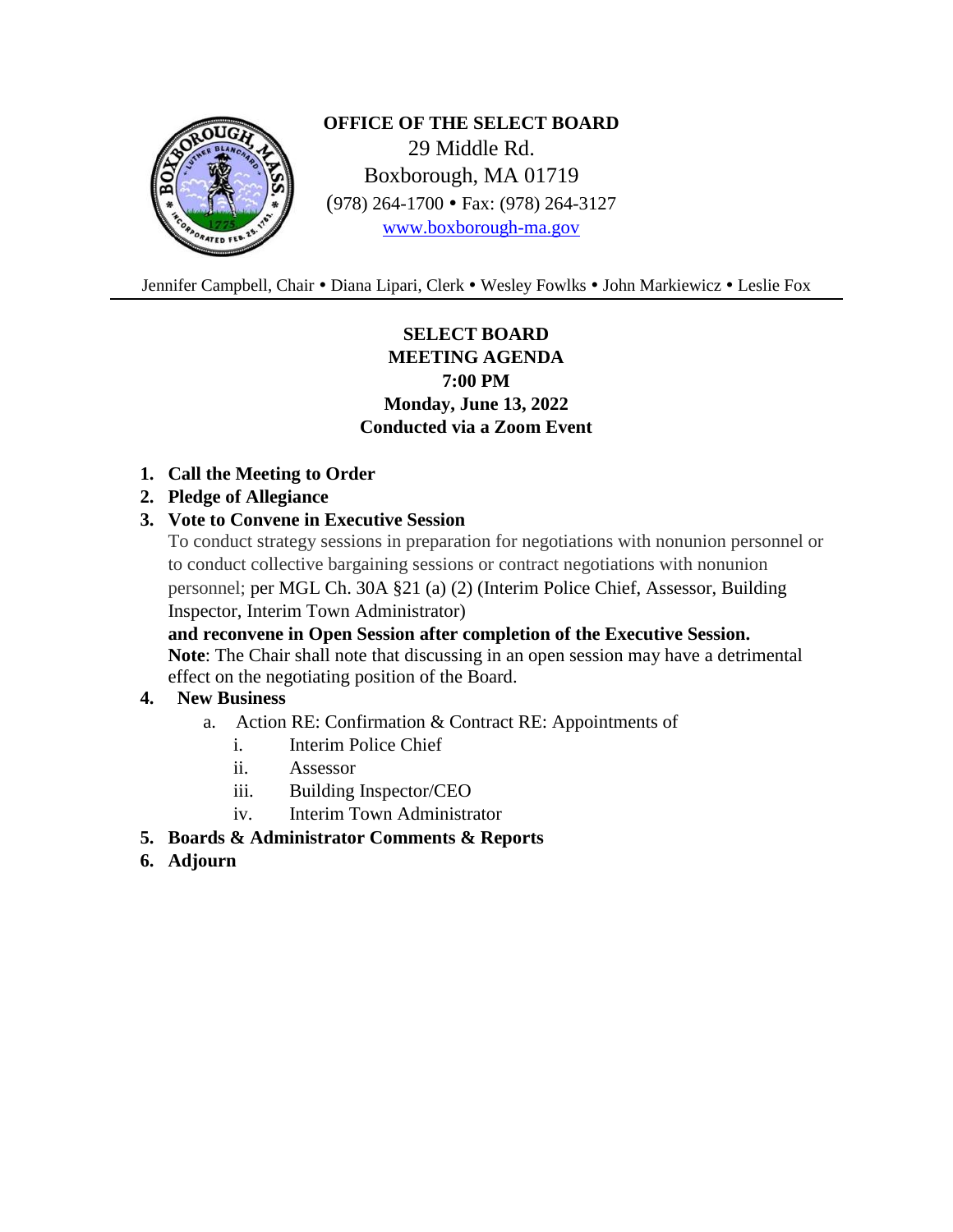**OFFICE OF THE SELECT BOARD**

29 Middle Rd.

Boxborough, MA 01719

(978) 264-1700 • Fax: (978) 264-3127

www.boxborough-ma.gov

Jennifer Campbell, Chair • Diana Lipari, Clerk • Wesley Fowlks • John Markiewicz • Leslie Fox

---

# SELECT BOARD MEETING AGENDA

**7:00 PM**

**Monday, June 13, 2022**

**Conducted via a Zoom Event**

1. **Call the Meeting to Order**
2. **Pledge of Allegiance**
3. **Vote to Convene in Executive Session**

   To conduct strategy sessions in preparation for negotiations with nonunion personnel or to conduct collective bargaining sessions or contract negotiations with nonunion personnel; per MGL Ch. 30A §21 (a) (2) (Interim Police Chief, Assessor, Building Inspector, Interim Town Administrator)

   **and reconvene in Open Session after completion of the Executive Session.**

   **Note**: The Chair shall note that discussing in an open session may have a detrimental effect on the negotiating position of the Board.
4. **New Business**
   a. Action RE: Confirmation & Contract RE: Appointments of
      i. Interim Police Chief
      ii. Assessor
      iii. Building Inspector/CEO
      iv. Interim Town Administrator
5. **Boards & Administrator Comments & Reports**
6. **Adjourn**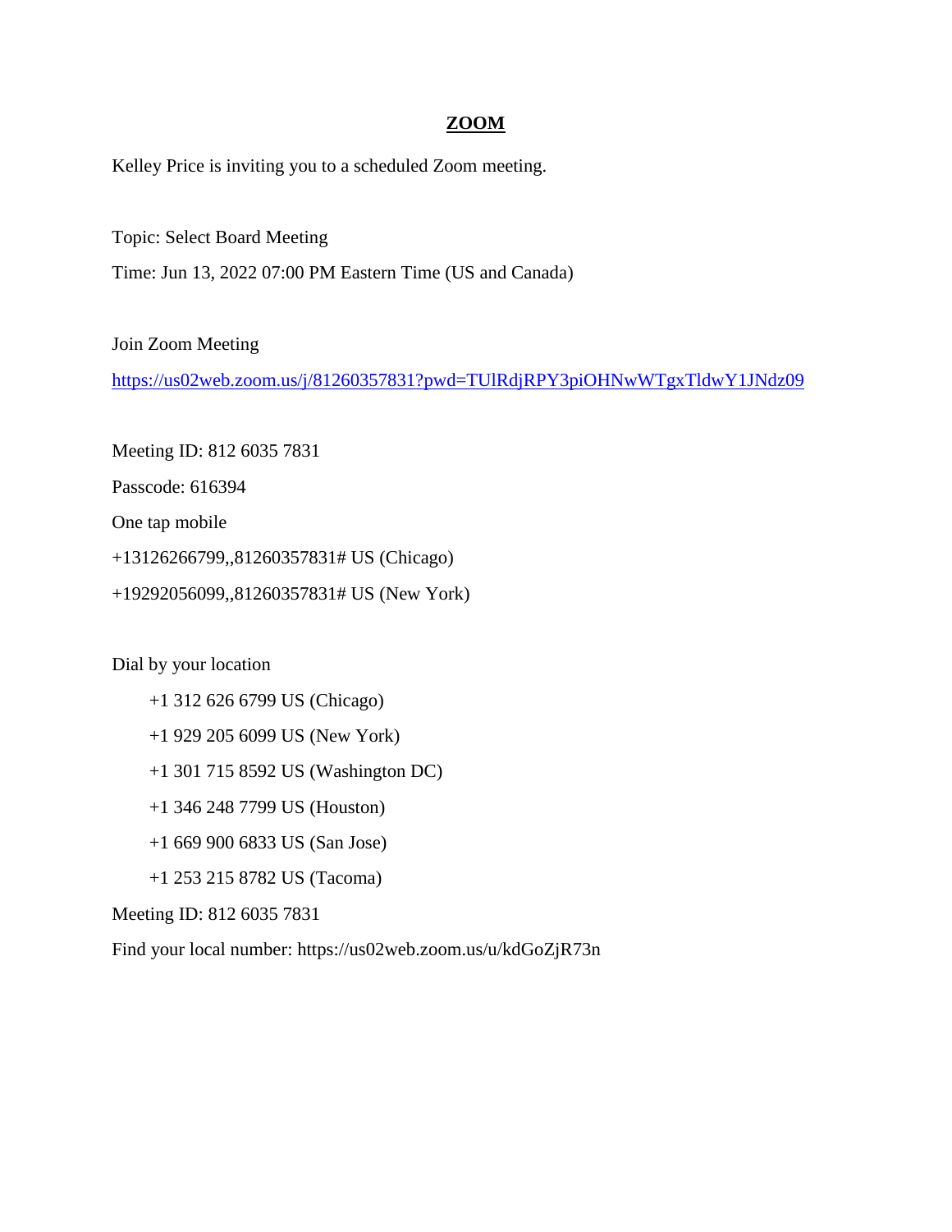**ZOOM**

Kelley Price is inviting you to a scheduled Zoom meeting.

Topic: Select Board Meeting

Time: Jun 13, 2022 07:00 PM Eastern Time (US and Canada)

Join Zoom Meeting

https://us02web.zoom.us/j/81260357831?pwd=TUlRdjRPY3piOHNwWTgxTldwY1JNdz09

Meeting ID: 812 6035 7831

Passcode: 616394

One tap mobile

+13126266799,,81260357831# US (Chicago)

+19292056099,,81260357831# US (New York)

Dial by your location

+1 312 626 6799 US (Chicago)

+1 929 205 6099 US (New York)

+1 301 715 8592 US (Washington DC)

+1 346 248 7799 US (Houston)

+1 669 900 6833 US (San Jose)

+1 253 215 8782 US (Tacoma)

Meeting ID: 812 6035 7831

Find your local number: https://us02web.zoom.us/u/kdGoZjR73n